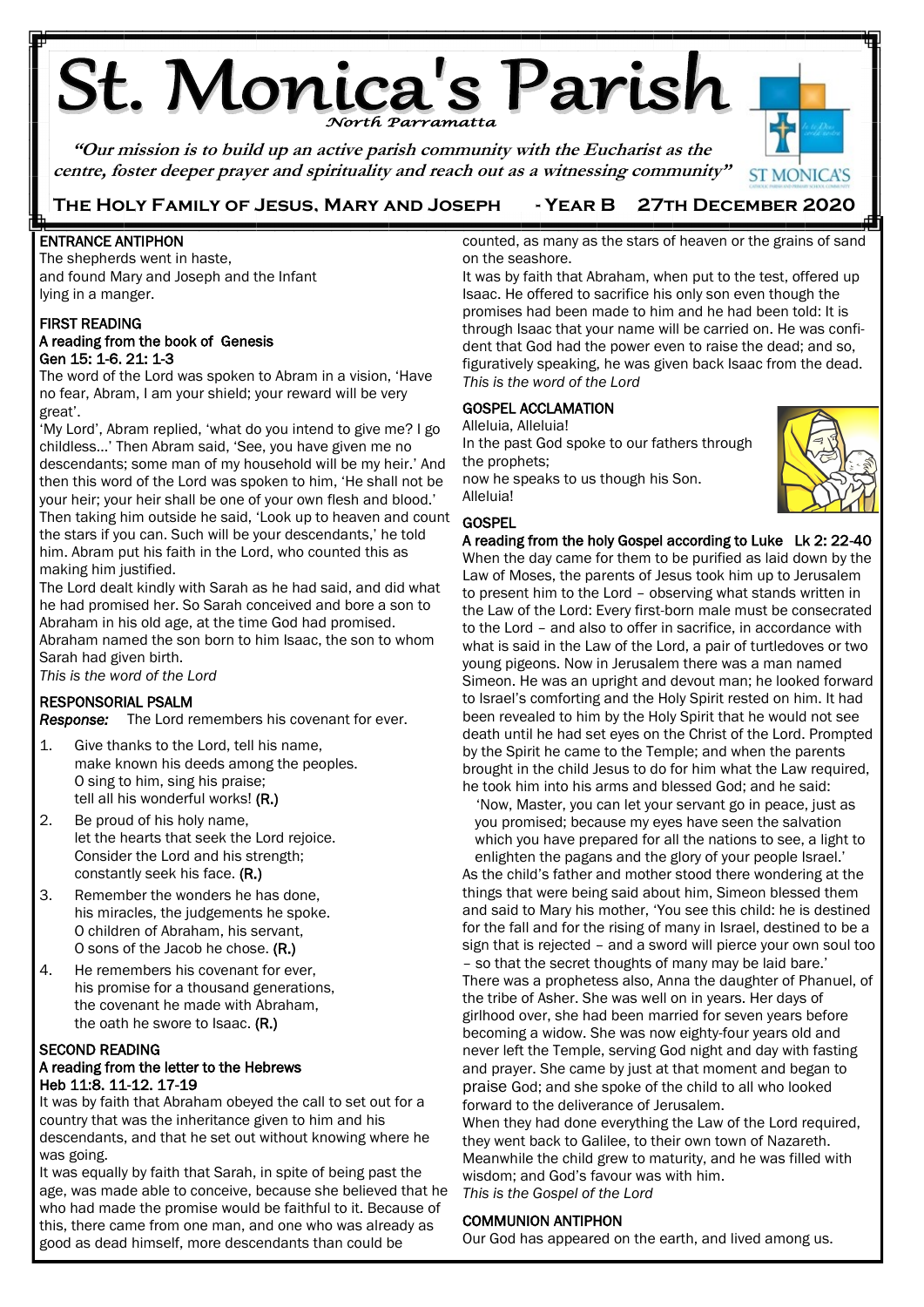# St. Monica's Parish

North Parramatta

*"Our mission is to build up an active parish community with the Eucharist as the centre, foster deeper prayer and spirituality and reach out as a witnessing community"*

ST MONICA'S

**The Holy Family of Jesus, Mary and Joseph - Year B 27th December 2020**

## ENTRANCE ANTIPHON

The shepherds went in haste,
and found Mary and Joseph and the Infant
lying in a manger.

## FIRST READING

**A reading from the book of Genesis**
**Gen 15: 1-6. 21: 1-3**

The word of the Lord was spoken to Abram in a vision, 'Have no fear, Abram, I am your shield; your reward will be very great'.

'My Lord', Abram replied, 'what do you intend to give me? I go childless…' Then Abram said, 'See, you have given me no descendants; some man of my household will be my heir.' And then this word of the Lord was spoken to him, 'He shall not be your heir; your heir shall be one of your own flesh and blood.' Then taking him outside he said, 'Look up to heaven and count the stars if you can. Such will be your descendants,' he told him. Abram put his faith in the Lord, who counted this as making him justified.

The Lord dealt kindly with Sarah as he had said, and did what he had promised her. So Sarah conceived and bore a son to Abraham in his old age, at the time God had promised. Abraham named the son born to him Isaac, the son to whom Sarah had given birth.

*This is the word of the Lord*

## RESPONSORIAL PSALM

*Response:* The Lord remembers his covenant for ever.

1. Give thanks to the Lord, tell his name,
   make known his deeds among the peoples.
   O sing to him, sing his praise;
   tell all his wonderful works! **(R.)**
2. Be proud of his holy name,
   let the hearts that seek the Lord rejoice.
   Consider the Lord and his strength;
   constantly seek his face. **(R.)**
3. Remember the wonders he has done,
   his miracles, the judgements he spoke.
   O children of Abraham, his servant,
   O sons of the Jacob he chose. **(R.)**
4. He remembers his covenant for ever,
   his promise for a thousand generations,
   the covenant he made with Abraham,
   the oath he swore to Isaac. **(R.)**

## SECOND READING

**A reading from the letter to the Hebrews**
**Heb 11:8. 11-12. 17-19**

It was by faith that Abraham obeyed the call to set out for a country that was the inheritance given to him and his descendants, and that he set out without knowing where he was going.

It was equally by faith that Sarah, in spite of being past the age, was made able to conceive, because she believed that he who had made the promise would be faithful to it. Because of this, there came from one man, and one who was already as good as dead himself, more descendants than could be counted, as many as the stars of heaven or the grains of sand on the seashore.

It was by faith that Abraham, when put to the test, offered up Isaac. He offered to sacrifice his only son even though the promises had been made to him and he had been told: It is through Isaac that your name will be carried on. He was confident that God had the power even to raise the dead; and so, figuratively speaking, he was given back Isaac from the dead.

*This is the word of the Lord*

## GOSPEL ACCLAMATION

Alleluia, Alleluia!
In the past God spoke to our fathers through the prophets;
now he speaks to us though his Son.
Alleluia!

## GOSPEL

**A reading from the holy Gospel according to Luke Lk 2: 22-40**

When the day came for them to be purified as laid down by the Law of Moses, the parents of Jesus took him up to Jerusalem to present him to the Lord – observing what stands written in the Law of the Lord: Every first-born male must be consecrated to the Lord – and also to offer in sacrifice, in accordance with what is said in the Law of the Lord, a pair of turtledoves or two young pigeons. Now in Jerusalem there was a man named Simeon. He was an upright and devout man; he looked forward to Israel's comforting and the Holy Spirit rested on him. It had been revealed to him by the Holy Spirit that he would not see death until he had set eyes on the Christ of the Lord. Prompted by the Spirit he came to the Temple; and when the parents brought in the child Jesus to do for him what the Law required, he took him into his arms and blessed God; and he said:

'Now, Master, you can let your servant go in peace, just as you promised; because my eyes have seen the salvation which you have prepared for all the nations to see, a light to enlighten the pagans and the glory of your people Israel.'

As the child's father and mother stood there wondering at the things that were being said about him, Simeon blessed them and said to Mary his mother, 'You see this child: he is destined for the fall and for the rising of many in Israel, destined to be a sign that is rejected – and a sword will pierce your own soul too – so that the secret thoughts of many may be laid bare.'

There was a prophetess also, Anna the daughter of Phanuel, of the tribe of Asher. She was well on in years. Her days of girlhood over, she had been married for seven years before becoming a widow. She was now eighty-four years old and never left the Temple, serving God night and day with fasting and prayer. She came by just at that moment and began to praise God; and she spoke of the child to all who looked forward to the deliverance of Jerusalem.

When they had done everything the Law of the Lord required, they went back to Galilee, to their own town of Nazareth. Meanwhile the child grew to maturity, and he was filled with wisdom; and God's favour was with him.

*This is the Gospel of the Lord*

## COMMUNION ANTIPHON

Our God has appeared on the earth, and lived among us.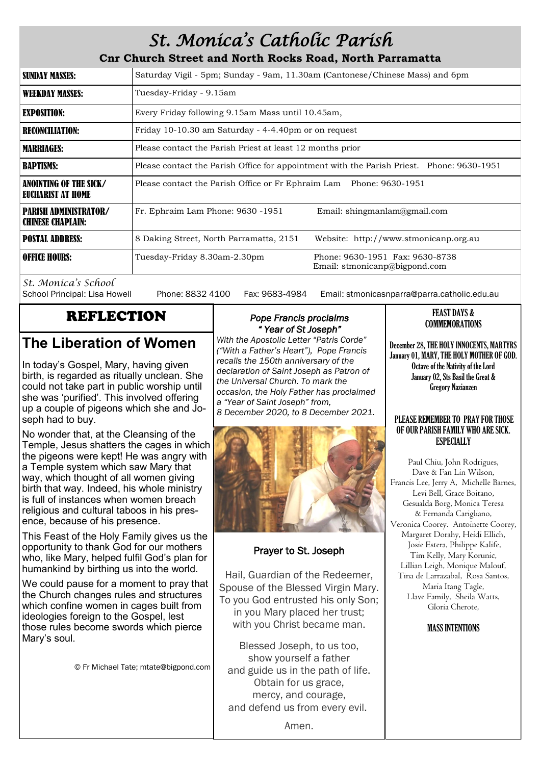# St. Monica's Catholic Parish

**Cnr Church Street and North Rocks Road, North Parramatta**

| | |
|---|---|
| **SUNDAY MASSES:** | Saturday Vigil - 5pm; Sunday - 9am, 11.30am (Cantonese/Chinese Mass) and 6pm |
| **WEEKDAY MASSES:** | Tuesday-Friday - 9.15am |
| **EXPOSITION:** | Every Friday following 9.15am Mass until 10.45am, |
| **RECONCILIATION:** | Friday 10-10.30 am Saturday - 4-4.40pm or on request |
| **MARRIAGES:** | Please contact the Parish Priest at least 12 months prior |
| **BAPTISMS:** | Please contact the Parish Office for appointment with the Parish Priest. Phone: 9630-1951 |
| **ANOINTING OF THE SICK/ EUCHARIST AT HOME** | Please contact the Parish Office or Fr Ephraim Lam Phone: 9630-1951 |
| **PARISH ADMINISTRATOR/ CHINESE CHAPLAIN:** | Fr. Ephraim Lam Phone: 9630 -1951 Email: shingmanlam@gmail.com |
| **POSTAL ADDRESS:** | 8 Daking Street, North Parramatta, 2151 Website: http://www.stmonicanp.org.au |
| **OFFICE HOURS:** | Tuesday-Friday 8.30am-2.30pm Phone: 9630-1951 Fax: 9630-8738 Email: stmonicanp@bigpond.com |

*St. Monica's School*

School Principal: Lisa Howell Phone: 8832 4100 Fax: 9683-4984 Email: stmonicasnparra@parra.catholic.edu.au

## REFLECTION

## The Liberation of Women

In today's Gospel, Mary, having given birth, is regarded as ritually unclean. She could not take part in public worship until she was 'purified'. This involved offering up a couple of pigeons which she and Joseph had to buy.

No wonder that, at the Cleansing of the Temple, Jesus shatters the cages in which the pigeons were kept! He was angry with a Temple system which saw Mary that way, which thought of all women giving birth that way. Indeed, his whole ministry is full of instances when women breach religious and cultural taboos in his presence, because of his presence.

This Feast of the Holy Family gives us the opportunity to thank God for our mothers who, like Mary, helped fulfil God's plan for humankind by birthing us into the world.

We could pause for a moment to pray that the Church changes rules and structures which confine women in cages built from ideologies foreign to the Gospel, lest those rules become swords which pierce Mary's soul.

© Fr Michael Tate; mtate@bigpond.com

### *Pope Francis proclaims "Year of St Joseph"*

*With the Apostolic Letter "Patris Corde" ("With a Father's Heart"), Pope Francis recalls the 150th anniversary of the declaration of Saint Joseph as Patron of the Universal Church. To mark the occasion, the Holy Father has proclaimed a "Year of Saint Joseph" from, 8 December 2020, to 8 December 2021.*

### Prayer to St. Joseph

Hail, Guardian of the Redeemer,
Spouse of the Blessed Virgin Mary.
To you God entrusted his only Son;
in you Mary placed her trust;
with you Christ became man.

Blessed Joseph, to us too,
show yourself a father
and guide us in the path of life.
Obtain for us grace,
mercy, and courage,
and defend us from every evil.

Amen.

### FEAST DAYS & COMMEMORATIONS

**December 28, THE HOLY INNOCENTS, MARTYRS**
**January 01, MARY, THE HOLY MOTHER OF GOD.**
Octave of the Nativity of the Lord
January 02, Sts Basil the Great & Gregory Nazianzen

### PLEASE REMEMBER TO PRAY FOR THOSE OF OUR PARISH FAMILY WHO ARE SICK. ESPECIALLY

Paul Chiu, John Rodrigues, Dave & Fan Lin Wilson, Francis Lee, Jerry A, Michelle Barnes, Levi Bell, Grace Boitano, Gesualda Borg, Monica Teresa & Fernanda Carigliano, Veronica Coorey. Antoinette Coorey, Margaret Dorahy, Heidi Ellich, Josie Estera, Philippe Kalife, Tim Kelly, Mary Korunic, Lillian Leigh, Monique Malouf, Tina de Larrazabal, Rosa Santos, Maria Itang Tagle, Llave Family, Sheila Watts, Gloria Cherote,

### MASS INTENTIONS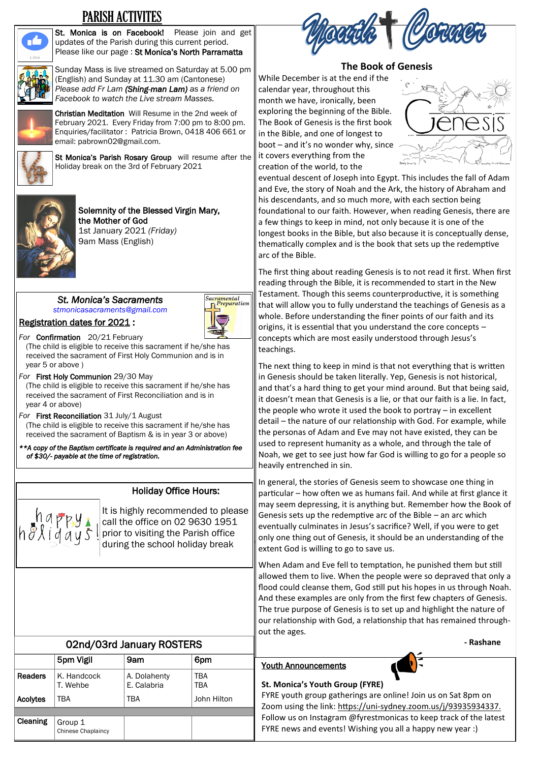# PARISH ACTIVITES

**St. Monica is on Facebook!** Please join and get updates of the Parish during this current period. Please like our page : **St Monica's North Parramatta**

Sunday Mass is live streamed on Saturday at 5.00 pm (English) and Sunday at 11.30 am (Cantonese) *Please add Fr Lam **(Shing-man Lam)** as a friend on Facebook to watch the Live stream Masses.*

**Christian Meditation** Will Resume in the 2nd week of February 2021. Every Friday from 7:00 pm to 8:00 pm. Enquiries/facilitator : Patricia Brown, 0418 406 661 or email: pabrown02@gmail.com.

**St Monica's Parish Rosary Group** will resume after the Holiday break on the 3rd of February 2021

**Solemnity of the Blessed Virgin Mary, the Mother of God**
1st January 2021 *(Friday)*
9am Mass (English)

### *St. Monica's Sacraments*

*stmonicasacraments@gmail.com*

**Registration dates for 2021 :**

*For* **Confirmation** 20/21 February
(The child is eligible to receive this sacrament if he/she has received the sacrament of First Holy Communion and is in year 5 or above )

*For* **First Holy Communion** 29/30 May
(The child is eligible to receive this sacrament if he/she has received the sacrament of First Reconciliation and is in year 4 or above)

*For* **First Reconciliation** 31 July/1 August
(The child is eligible to receive this sacrament if he/she has received the sacrament of Baptism & is in year 3 or above)

***\*\*A copy of the Baptism certificate is required and an Administration fee of $30/- payable at the time of registration.***

### Holiday Office Hours:

It is highly recommended to please call the office on 02 9630 1951 prior to visiting the Parish office during the school holiday break

### 02nd/03rd January ROSTERS

| | 5pm Vigil | 9am | 6pm |
|---|---|---|---|
| **Readers** | K. Handcock<br>T. Wehbe | A. Dolahenty<br>E. Calabria | TBA<br>TBA |
| **Acolytes** | TBA | TBA | John Hilton |
| **Cleaning** | Group 1<br>Chinese Chaplaincy | | |

# Youth Corner

## The Book of Genesis

While December is at the end if the calendar year, throughout this month we have, ironically, been exploring the beginning of the Bible. The Book of Genesis is the first book in the Bible, and one of longest to boot – and it's no wonder why, since it covers everything from the creation of the world, to the eventual descent of Joseph into Egypt. This includes the fall of Adam and Eve, the story of Noah and the Ark, the history of Abraham and his descendants, and so much more, with each section being foundational to our faith. However, when reading Genesis, there are a few things to keep in mind, not only because it is one of the longest books in the Bible, but also because it is conceptually dense, thematically complex and is the book that sets up the redemptive arc of the Bible.

The first thing about reading Genesis is to not read it first. When first reading through the Bible, it is recommended to start in the New Testament. Though this seems counterproductive, it is something that will allow you to fully understand the teachings of Genesis as a whole. Before understanding the finer points of our faith and its origins, it is essential that you understand the core concepts – concepts which are most easily understood through Jesus's teachings.

The next thing to keep in mind is that not everything that is written in Genesis should be taken literally. Yep, Genesis is not historical, and that's a hard thing to get your mind around. But that being said, it doesn't mean that Genesis is a lie, or that our faith is a lie. In fact, the people who wrote it used the book to portray – in excellent detail – the nature of our relationship with God. For example, while the personas of Adam and Eve may not have existed, they can be used to represent humanity as a whole, and through the tale of Noah, we get to see just how far God is willing to go for a people so heavily entrenched in sin.

In general, the stories of Genesis seem to showcase one thing in particular – how often we as humans fail. And while at first glance it may seem depressing, it is anything but. Remember how the Book of Genesis sets up the redemptive arc of the Bible – an arc which eventually culminates in Jesus's sacrifice? Well, if you were to get only one thing out of Genesis, it should be an understanding of the extent God is willing to go to save us.

When Adam and Eve fell to temptation, he punished them but still allowed them to live. When the people were so depraved that only a flood could cleanse them, God still put his hopes in us through Noah. And these examples are only from the first few chapters of Genesis. The true purpose of Genesis is to set up and highlight the nature of our relationship with God, a relationship that has remained throughout the ages.

**- Rashane**

### Youth Announcements

**St. Monica's Youth Group (FYRE)**
FYRE youth group gatherings are online! Join us on Sat 8pm on Zoom using the link: https://uni-sydney.zoom.us/j/93935934337. Follow us on Instagram @fyrestmonicas to keep track of the latest FYRE news and events! Wishing you all a happy new year :)